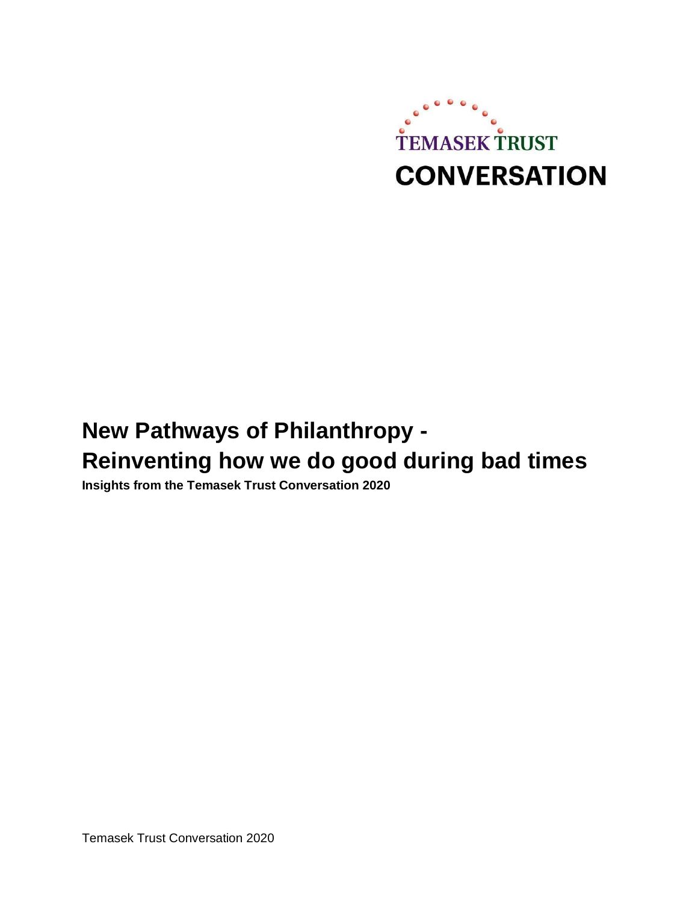TEMASEK TRUST

**CONVERSATION**

# New Pathways of Philanthropy - Reinventing how we do good during bad times

**Insights from the Temasek Trust Conversation 2020**

Temasek Trust Conversation 2020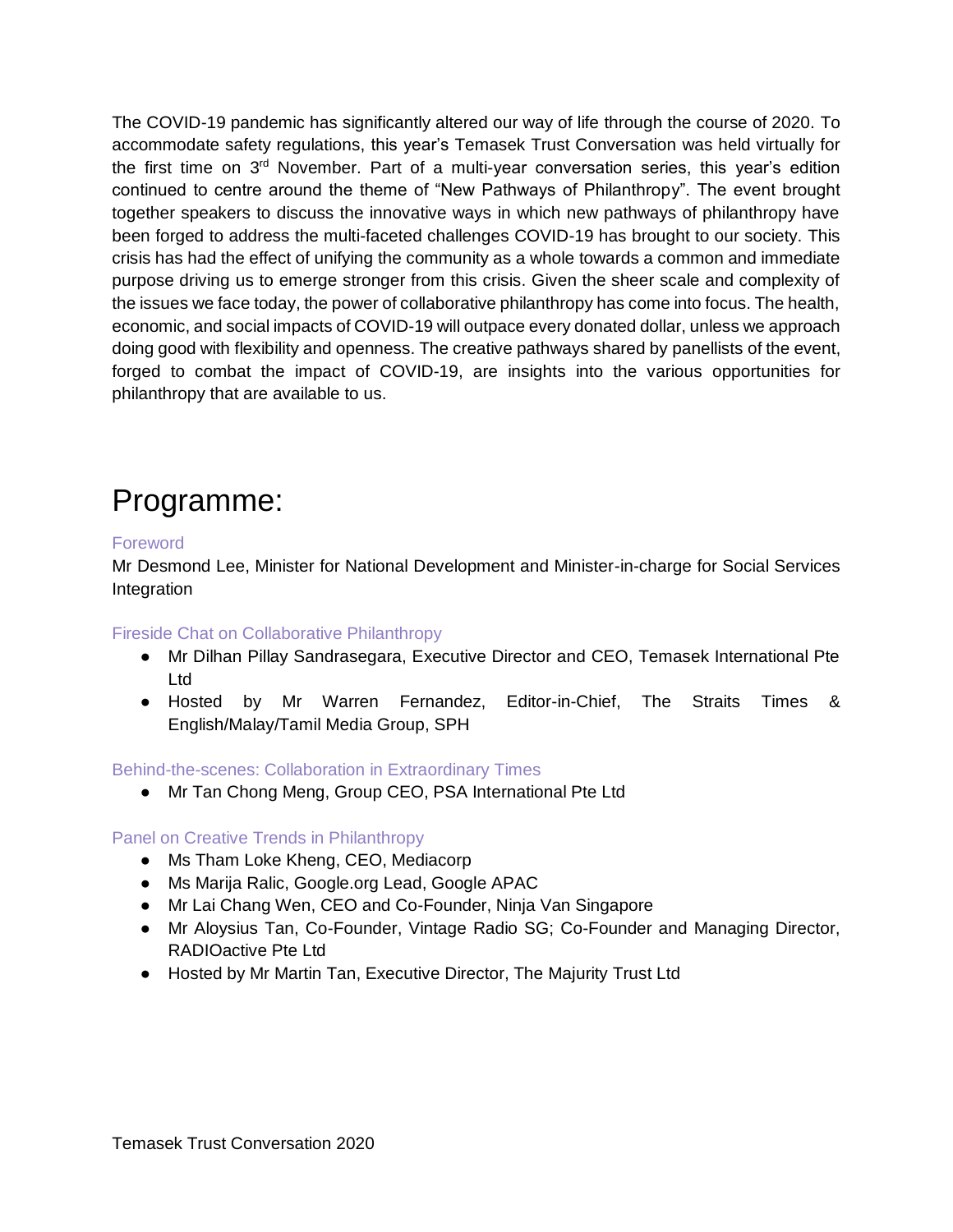The COVID-19 pandemic has significantly altered our way of life through the course of 2020. To accommodate safety regulations, this year's Temasek Trust Conversation was held virtually for the first time on 3rd November. Part of a multi-year conversation series, this year's edition continued to centre around the theme of "New Pathways of Philanthropy". The event brought together speakers to discuss the innovative ways in which new pathways of philanthropy have been forged to address the multi-faceted challenges COVID-19 has brought to our society. This crisis has had the effect of unifying the community as a whole towards a common and immediate purpose driving us to emerge stronger from this crisis. Given the sheer scale and complexity of the issues we face today, the power of collaborative philanthropy has come into focus. The health, economic, and social impacts of COVID-19 will outpace every donated dollar, unless we approach doing good with flexibility and openness. The creative pathways shared by panellists of the event, forged to combat the impact of COVID-19, are insights into the various opportunities for philanthropy that are available to us.

# Programme:

### Foreword

Mr Desmond Lee, Minister for National Development and Minister-in-charge for Social Services Integration

### Fireside Chat on Collaborative Philanthropy

- Mr Dilhan Pillay Sandrasegara, Executive Director and CEO, Temasek International Pte Ltd
- Hosted by Mr Warren Fernandez, Editor-in-Chief, The Straits Times & English/Malay/Tamil Media Group, SPH

### Behind-the-scenes: Collaboration in Extraordinary Times

- Mr Tan Chong Meng, Group CEO, PSA International Pte Ltd

### Panel on Creative Trends in Philanthropy

- Ms Tham Loke Kheng, CEO, Mediacorp
- Ms Marija Ralic, Google.org Lead, Google APAC
- Mr Lai Chang Wen, CEO and Co-Founder, Ninja Van Singapore
- Mr Aloysius Tan, Co-Founder, Vintage Radio SG; Co-Founder and Managing Director, RADIOactive Pte Ltd
- Hosted by Mr Martin Tan, Executive Director, The Majurity Trust Ltd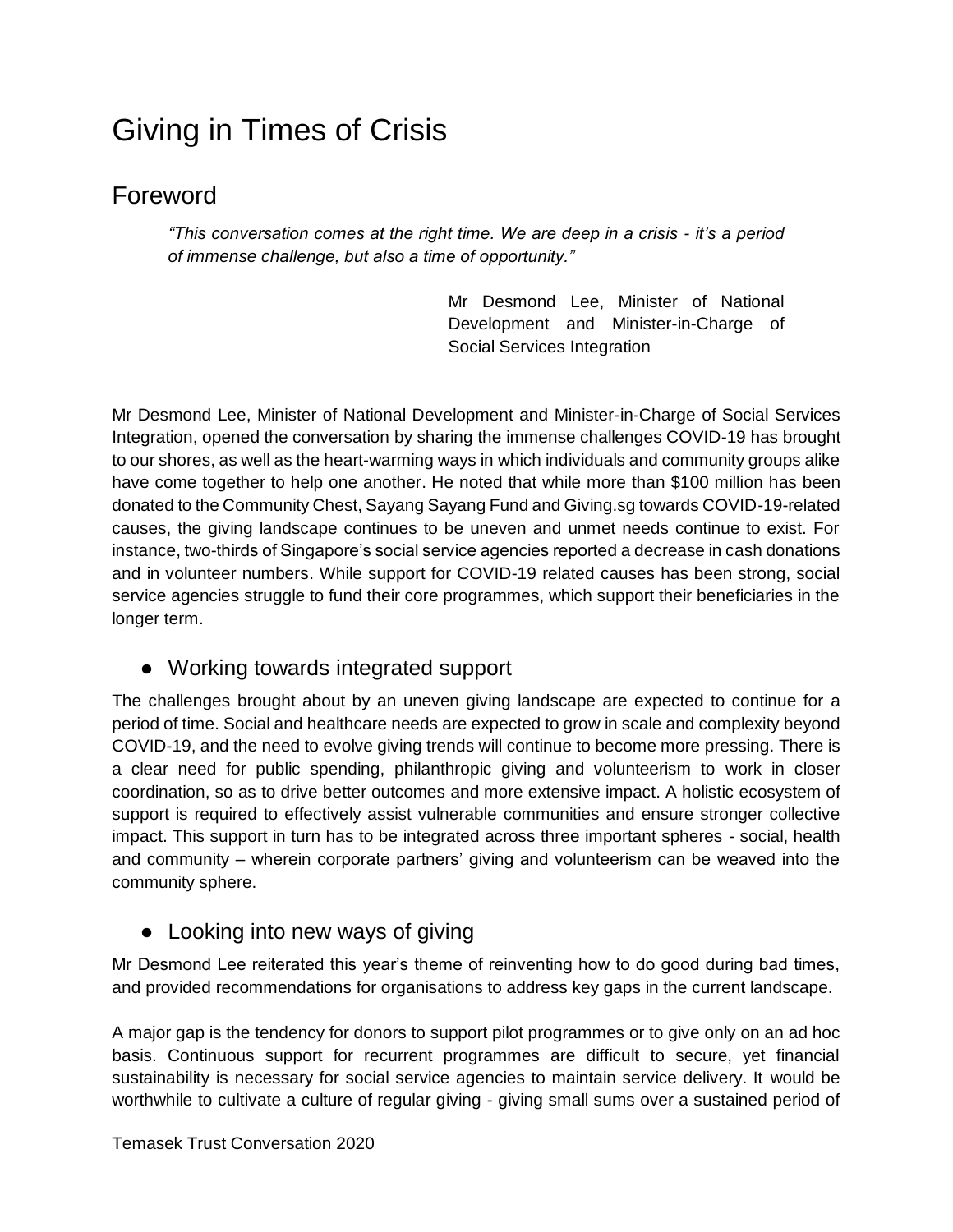# Giving in Times of Crisis

## Foreword

> *"This conversation comes at the right time. We are deep in a crisis - it's a period of immense challenge, but also a time of opportunity."*
>
> Mr Desmond Lee, Minister of National Development and Minister-in-Charge of Social Services Integration

Mr Desmond Lee, Minister of National Development and Minister-in-Charge of Social Services Integration, opened the conversation by sharing the immense challenges COVID-19 has brought to our shores, as well as the heart-warming ways in which individuals and community groups alike have come together to help one another. He noted that while more than $100 million has been donated to the Community Chest, Sayang Sayang Fund and Giving.sg towards COVID-19-related causes, the giving landscape continues to be uneven and unmet needs continue to exist. For instance, two-thirds of Singapore's social service agencies reported a decrease in cash donations and in volunteer numbers. While support for COVID-19 related causes has been strong, social service agencies struggle to fund their core programmes, which support their beneficiaries in the longer term.

- ### Working towards integrated support

The challenges brought about by an uneven giving landscape are expected to continue for a period of time. Social and healthcare needs are expected to grow in scale and complexity beyond COVID-19, and the need to evolve giving trends will continue to become more pressing. There is a clear need for public spending, philanthropic giving and volunteerism to work in closer coordination, so as to drive better outcomes and more extensive impact. A holistic ecosystem of support is required to effectively assist vulnerable communities and ensure stronger collective impact. This support in turn has to be integrated across three important spheres - social, health and community – wherein corporate partners' giving and volunteerism can be weaved into the community sphere.

- ### Looking into new ways of giving

Mr Desmond Lee reiterated this year's theme of reinventing how to do good during bad times, and provided recommendations for organisations to address key gaps in the current landscape.

A major gap is the tendency for donors to support pilot programmes or to give only on an ad hoc basis. Continuous support for recurrent programmes are difficult to secure, yet financial sustainability is necessary for social service agencies to maintain service delivery. It would be worthwhile to cultivate a culture of regular giving - giving small sums over a sustained period of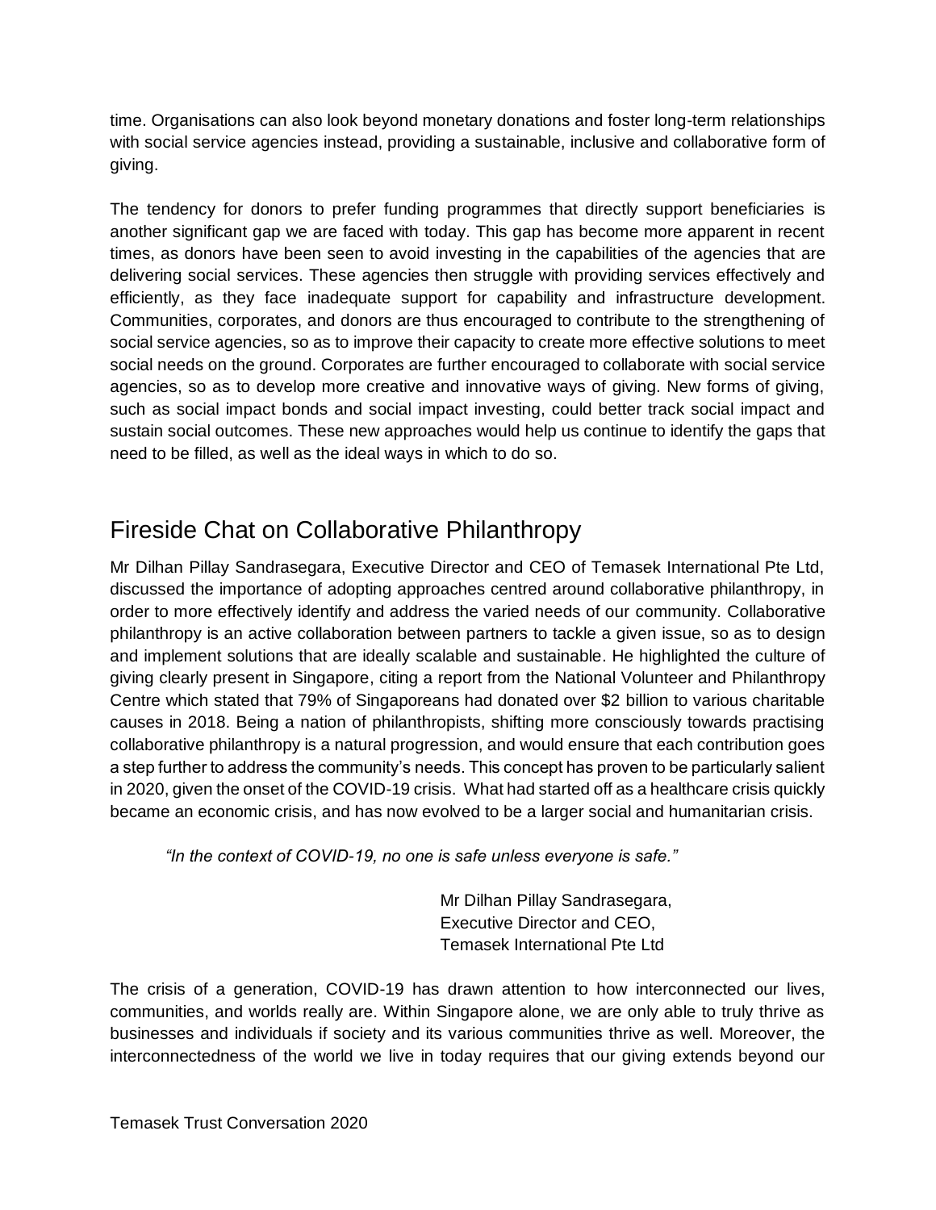time. Organisations can also look beyond monetary donations and foster long-term relationships with social service agencies instead, providing a sustainable, inclusive and collaborative form of giving.

The tendency for donors to prefer funding programmes that directly support beneficiaries is another significant gap we are faced with today. This gap has become more apparent in recent times, as donors have been seen to avoid investing in the capabilities of the agencies that are delivering social services. These agencies then struggle with providing services effectively and efficiently, as they face inadequate support for capability and infrastructure development. Communities, corporates, and donors are thus encouraged to contribute to the strengthening of social service agencies, so as to improve their capacity to create more effective solutions to meet social needs on the ground. Corporates are further encouraged to collaborate with social service agencies, so as to develop more creative and innovative ways of giving. New forms of giving, such as social impact bonds and social impact investing, could better track social impact and sustain social outcomes. These new approaches would help us continue to identify the gaps that need to be filled, as well as the ideal ways in which to do so.

## Fireside Chat on Collaborative Philanthropy

Mr Dilhan Pillay Sandrasegara, Executive Director and CEO of Temasek International Pte Ltd, discussed the importance of adopting approaches centred around collaborative philanthropy, in order to more effectively identify and address the varied needs of our community. Collaborative philanthropy is an active collaboration between partners to tackle a given issue, so as to design and implement solutions that are ideally scalable and sustainable. He highlighted the culture of giving clearly present in Singapore, citing a report from the National Volunteer and Philanthropy Centre which stated that 79% of Singaporeans had donated over $2 billion to various charitable causes in 2018. Being a nation of philanthropists, shifting more consciously towards practising collaborative philanthropy is a natural progression, and would ensure that each contribution goes a step further to address the community's needs. This concept has proven to be particularly salient in 2020, given the onset of the COVID-19 crisis. What had started off as a healthcare crisis quickly became an economic crisis, and has now evolved to be a larger social and humanitarian crisis.

> *"In the context of COVID-19, no one is safe unless everyone is safe."*
>
> Mr Dilhan Pillay Sandrasegara,
> Executive Director and CEO,
> Temasek International Pte Ltd

The crisis of a generation, COVID-19 has drawn attention to how interconnected our lives, communities, and worlds really are. Within Singapore alone, we are only able to truly thrive as businesses and individuals if society and its various communities thrive as well. Moreover, the interconnectedness of the world we live in today requires that our giving extends beyond our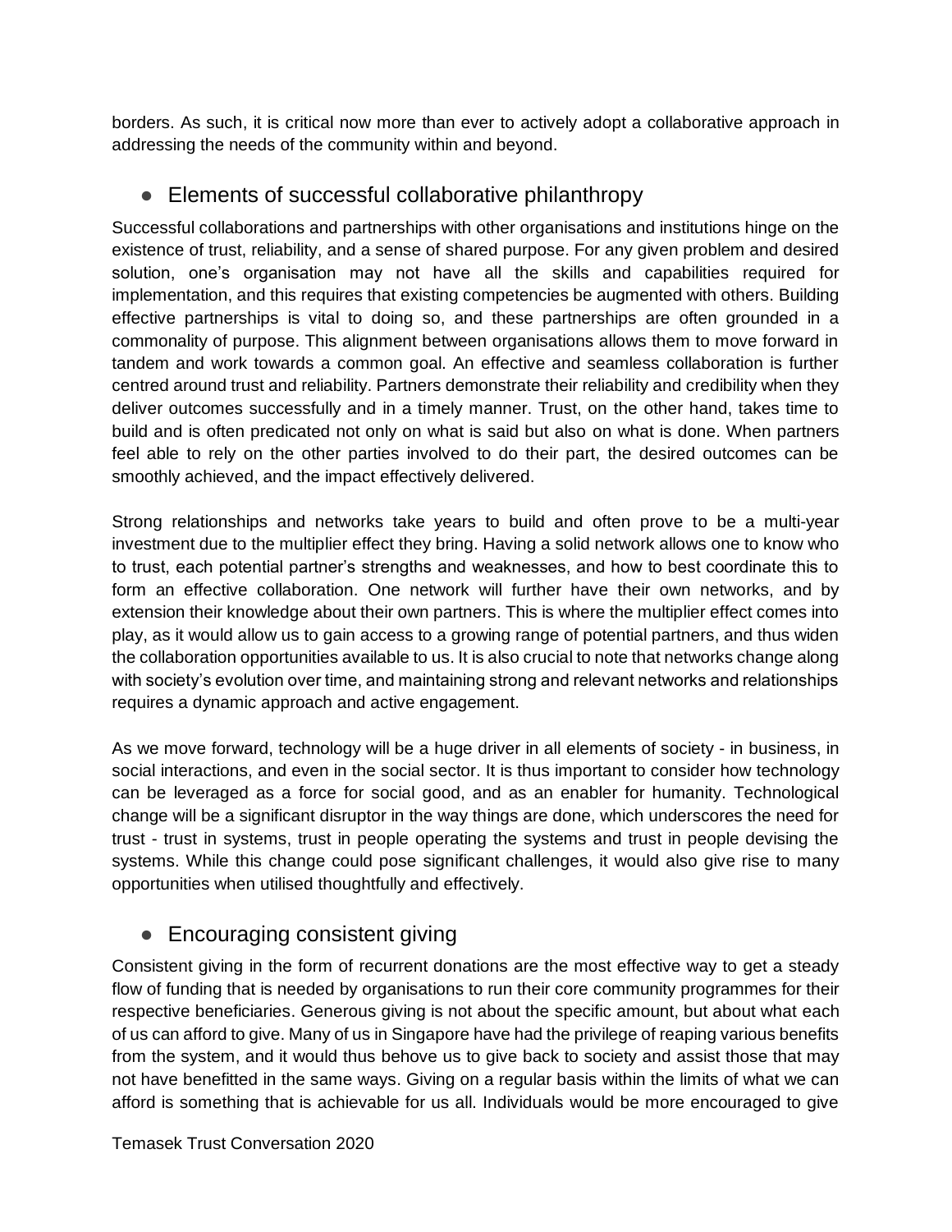borders. As such, it is critical now more than ever to actively adopt a collaborative approach in addressing the needs of the community within and beyond.

## Elements of successful collaborative philanthropy

Successful collaborations and partnerships with other organisations and institutions hinge on the existence of trust, reliability, and a sense of shared purpose. For any given problem and desired solution, one's organisation may not have all the skills and capabilities required for implementation, and this requires that existing competencies be augmented with others. Building effective partnerships is vital to doing so, and these partnerships are often grounded in a commonality of purpose. This alignment between organisations allows them to move forward in tandem and work towards a common goal. An effective and seamless collaboration is further centred around trust and reliability. Partners demonstrate their reliability and credibility when they deliver outcomes successfully and in a timely manner. Trust, on the other hand, takes time to build and is often predicated not only on what is said but also on what is done. When partners feel able to rely on the other parties involved to do their part, the desired outcomes can be smoothly achieved, and the impact effectively delivered.

Strong relationships and networks take years to build and often prove to be a multi-year investment due to the multiplier effect they bring. Having a solid network allows one to know who to trust, each potential partner's strengths and weaknesses, and how to best coordinate this to form an effective collaboration. One network will further have their own networks, and by extension their knowledge about their own partners. This is where the multiplier effect comes into play, as it would allow us to gain access to a growing range of potential partners, and thus widen the collaboration opportunities available to us. It is also crucial to note that networks change along with society's evolution over time, and maintaining strong and relevant networks and relationships requires a dynamic approach and active engagement.

As we move forward, technology will be a huge driver in all elements of society - in business, in social interactions, and even in the social sector. It is thus important to consider how technology can be leveraged as a force for social good, and as an enabler for humanity. Technological change will be a significant disruptor in the way things are done, which underscores the need for trust - trust in systems, trust in people operating the systems and trust in people devising the systems. While this change could pose significant challenges, it would also give rise to many opportunities when utilised thoughtfully and effectively.

## Encouraging consistent giving

Consistent giving in the form of recurrent donations are the most effective way to get a steady flow of funding that is needed by organisations to run their core community programmes for their respective beneficiaries. Generous giving is not about the specific amount, but about what each of us can afford to give. Many of us in Singapore have had the privilege of reaping various benefits from the system, and it would thus behove us to give back to society and assist those that may not have benefitted in the same ways. Giving on a regular basis within the limits of what we can afford is something that is achievable for us all. Individuals would be more encouraged to give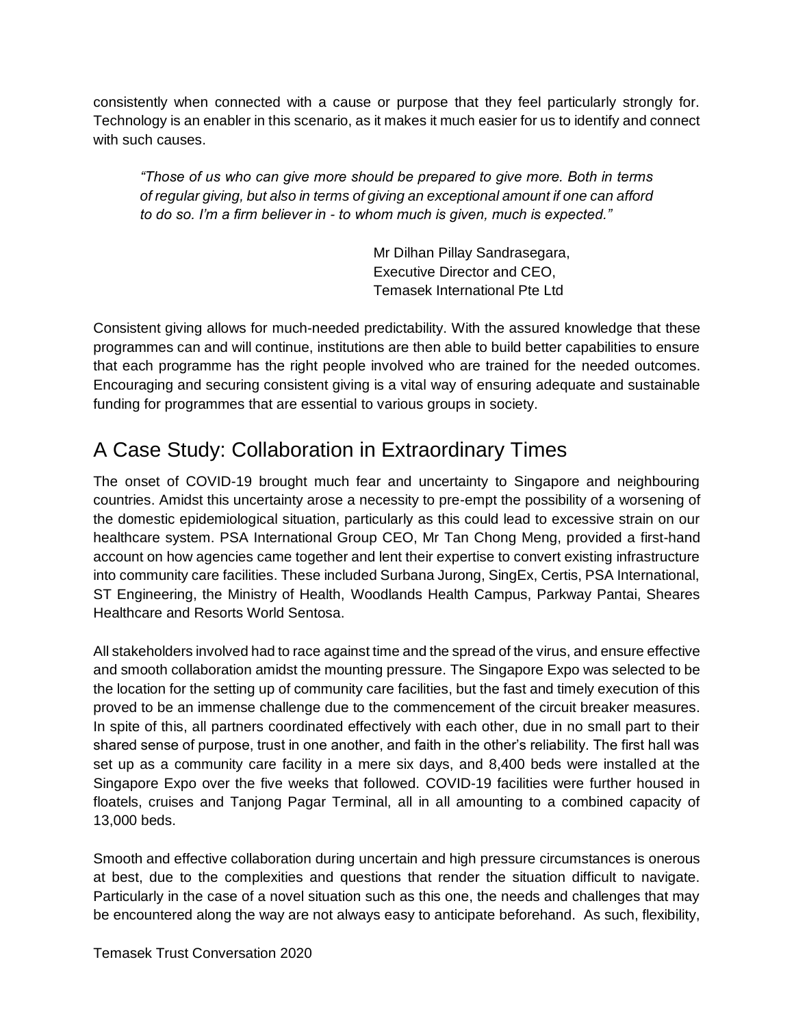consistently when connected with a cause or purpose that they feel particularly strongly for. Technology is an enabler in this scenario, as it makes it much easier for us to identify and connect with such causes.

> *"Those of us who can give more should be prepared to give more. Both in terms of regular giving, but also in terms of giving an exceptional amount if one can afford to do so. I'm a firm believer in - to whom much is given, much is expected."*
>
> Mr Dilhan Pillay Sandrasegara,
> Executive Director and CEO,
> Temasek International Pte Ltd

Consistent giving allows for much-needed predictability. With the assured knowledge that these programmes can and will continue, institutions are then able to build better capabilities to ensure that each programme has the right people involved who are trained for the needed outcomes. Encouraging and securing consistent giving is a vital way of ensuring adequate and sustainable funding for programmes that are essential to various groups in society.

## A Case Study: Collaboration in Extraordinary Times

The onset of COVID-19 brought much fear and uncertainty to Singapore and neighbouring countries. Amidst this uncertainty arose a necessity to pre-empt the possibility of a worsening of the domestic epidemiological situation, particularly as this could lead to excessive strain on our healthcare system. PSA International Group CEO, Mr Tan Chong Meng, provided a first-hand account on how agencies came together and lent their expertise to convert existing infrastructure into community care facilities. These included Surbana Jurong, SingEx, Certis, PSA International, ST Engineering, the Ministry of Health, Woodlands Health Campus, Parkway Pantai, Sheares Healthcare and Resorts World Sentosa.

All stakeholders involved had to race against time and the spread of the virus, and ensure effective and smooth collaboration amidst the mounting pressure. The Singapore Expo was selected to be the location for the setting up of community care facilities, but the fast and timely execution of this proved to be an immense challenge due to the commencement of the circuit breaker measures. In spite of this, all partners coordinated effectively with each other, due in no small part to their shared sense of purpose, trust in one another, and faith in the other's reliability. The first hall was set up as a community care facility in a mere six days, and 8,400 beds were installed at the Singapore Expo over the five weeks that followed. COVID-19 facilities were further housed in floatels, cruises and Tanjong Pagar Terminal, all in all amounting to a combined capacity of 13,000 beds.

Smooth and effective collaboration during uncertain and high pressure circumstances is onerous at best, due to the complexities and questions that render the situation difficult to navigate. Particularly in the case of a novel situation such as this one, the needs and challenges that may be encountered along the way are not always easy to anticipate beforehand. As such, flexibility,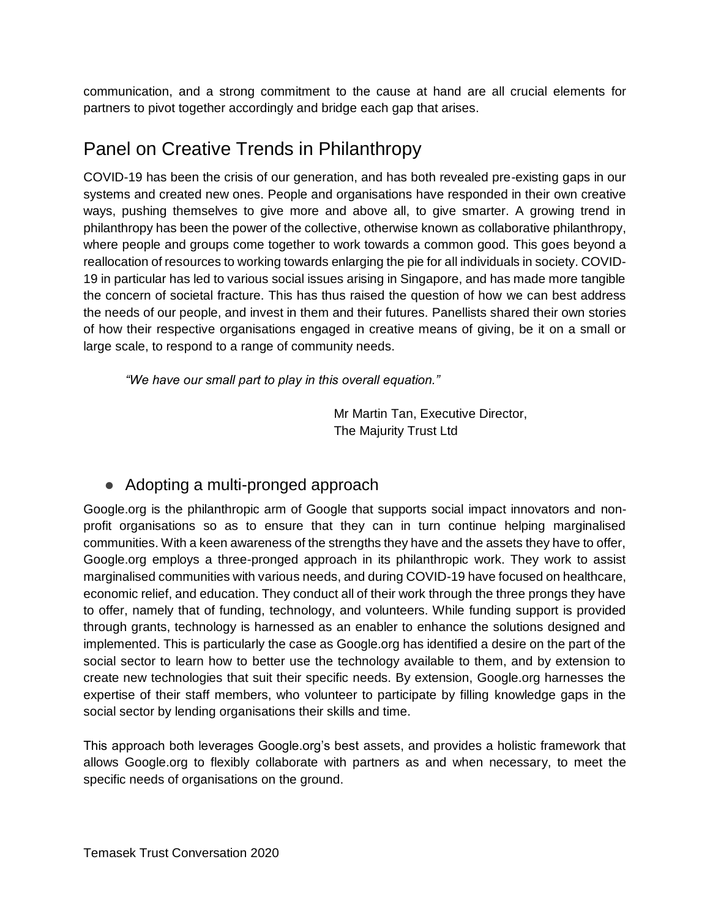communication, and a strong commitment to the cause at hand are all crucial elements for partners to pivot together accordingly and bridge each gap that arises.

## Panel on Creative Trends in Philanthropy

COVID-19 has been the crisis of our generation, and has both revealed pre-existing gaps in our systems and created new ones. People and organisations have responded in their own creative ways, pushing themselves to give more and above all, to give smarter. A growing trend in philanthropy has been the power of the collective, otherwise known as collaborative philanthropy, where people and groups come together to work towards a common good. This goes beyond a reallocation of resources to working towards enlarging the pie for all individuals in society. COVID-19 in particular has led to various social issues arising in Singapore, and has made more tangible the concern of societal fracture. This has thus raised the question of how we can best address the needs of our people, and invest in them and their futures. Panellists shared their own stories of how their respective organisations engaged in creative means of giving, be it on a small or large scale, to respond to a range of community needs.

> *"We have our small part to play in this overall equation."*
>
> Mr Martin Tan, Executive Director,
> The Majurity Trust Ltd

### ● Adopting a multi-pronged approach

Google.org is the philanthropic arm of Google that supports social impact innovators and non-profit organisations so as to ensure that they can in turn continue helping marginalised communities. With a keen awareness of the strengths they have and the assets they have to offer, Google.org employs a three-pronged approach in its philanthropic work. They work to assist marginalised communities with various needs, and during COVID-19 have focused on healthcare, economic relief, and education. They conduct all of their work through the three prongs they have to offer, namely that of funding, technology, and volunteers. While funding support is provided through grants, technology is harnessed as an enabler to enhance the solutions designed and implemented. This is particularly the case as Google.org has identified a desire on the part of the social sector to learn how to better use the technology available to them, and by extension to create new technologies that suit their specific needs. By extension, Google.org harnesses the expertise of their staff members, who volunteer to participate by filling knowledge gaps in the social sector by lending organisations their skills and time.

This approach both leverages Google.org's best assets, and provides a holistic framework that allows Google.org to flexibly collaborate with partners as and when necessary, to meet the specific needs of organisations on the ground.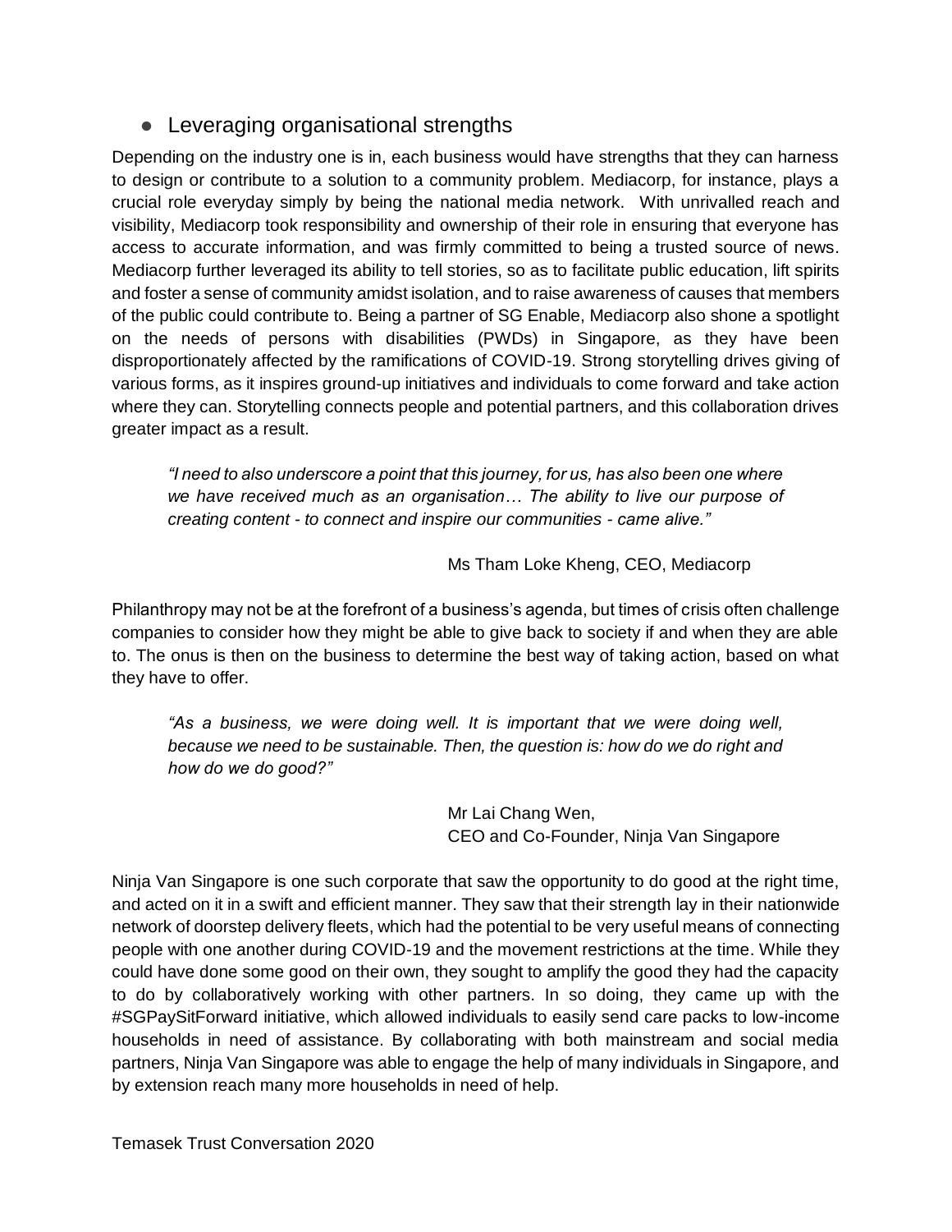- Leveraging organisational strengths

Depending on the industry one is in, each business would have strengths that they can harness to design or contribute to a solution to a community problem. Mediacorp, for instance, plays a crucial role everyday simply by being the national media network. With unrivalled reach and visibility, Mediacorp took responsibility and ownership of their role in ensuring that everyone has access to accurate information, and was firmly committed to being a trusted source of news. Mediacorp further leveraged its ability to tell stories, so as to facilitate public education, lift spirits and foster a sense of community amidst isolation, and to raise awareness of causes that members of the public could contribute to. Being a partner of SG Enable, Mediacorp also shone a spotlight on the needs of persons with disabilities (PWDs) in Singapore, as they have been disproportionately affected by the ramifications of COVID-19. Strong storytelling drives giving of various forms, as it inspires ground-up initiatives and individuals to come forward and take action where they can. Storytelling connects people and potential partners, and this collaboration drives greater impact as a result.

> *"I need to also underscore a point that this journey, for us, has also been one where we have received much as an organisation… The ability to live our purpose of creating content - to connect and inspire our communities - came alive."*
>
> Ms Tham Loke Kheng, CEO, Mediacorp

Philanthropy may not be at the forefront of a business's agenda, but times of crisis often challenge companies to consider how they might be able to give back to society if and when they are able to. The onus is then on the business to determine the best way of taking action, based on what they have to offer.

> *"As a business, we were doing well. It is important that we were doing well, because we need to be sustainable. Then, the question is: how do we do right and how do we do good?"*
>
> Mr Lai Chang Wen,
> CEO and Co-Founder, Ninja Van Singapore

Ninja Van Singapore is one such corporate that saw the opportunity to do good at the right time, and acted on it in a swift and efficient manner. They saw that their strength lay in their nationwide network of doorstep delivery fleets, which had the potential to be very useful means of connecting people with one another during COVID-19 and the movement restrictions at the time. While they could have done some good on their own, they sought to amplify the good they had the capacity to do by collaboratively working with other partners. In so doing, they came up with the #SGPaySitForward initiative, which allowed individuals to easily send care packs to low-income households in need of assistance. By collaborating with both mainstream and social media partners, Ninja Van Singapore was able to engage the help of many individuals in Singapore, and by extension reach many more households in need of help.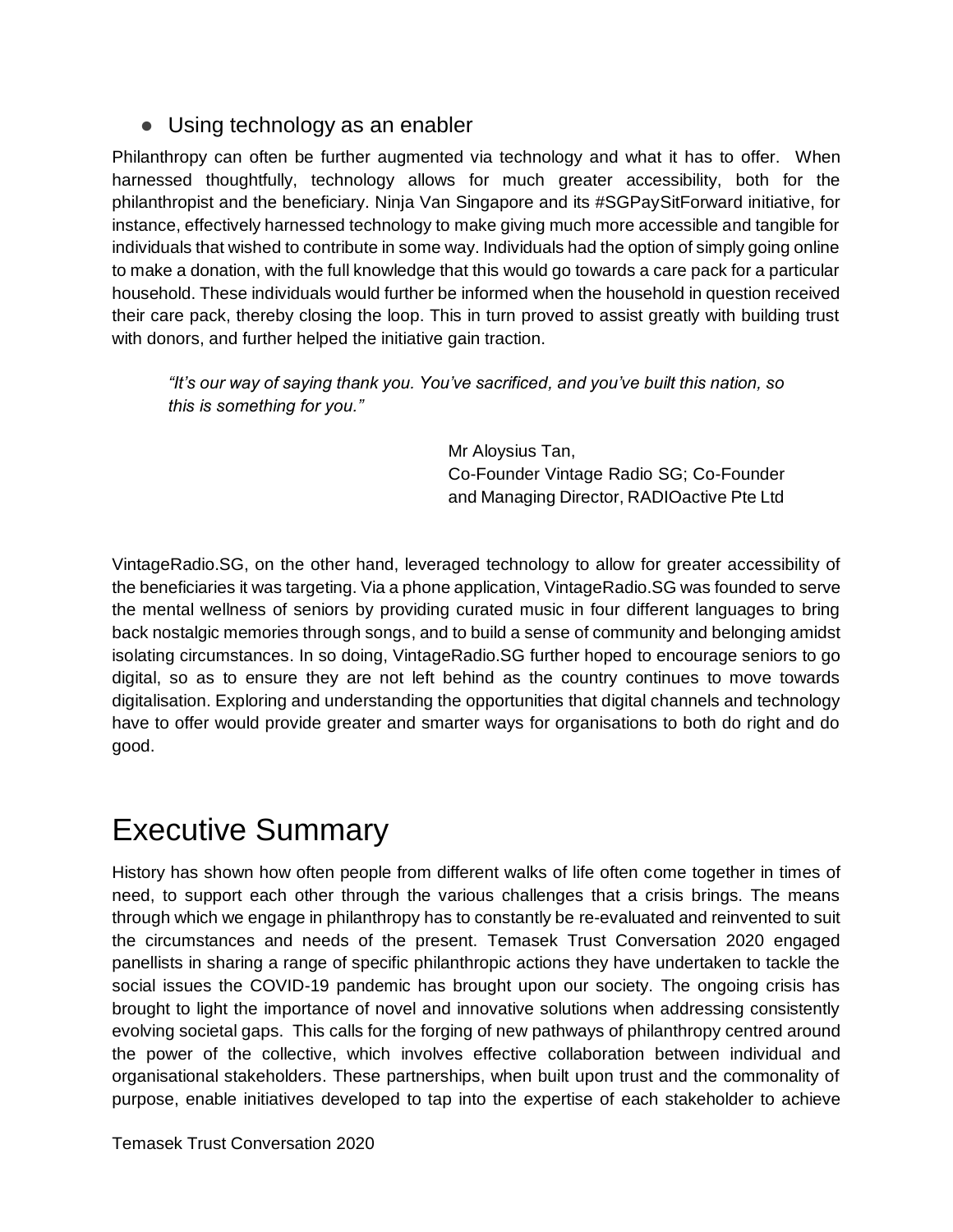- Using technology as an enabler

Philanthropy can often be further augmented via technology and what it has to offer. When harnessed thoughtfully, technology allows for much greater accessibility, both for the philanthropist and the beneficiary. Ninja Van Singapore and its #SGPaySitForward initiative, for instance, effectively harnessed technology to make giving much more accessible and tangible for individuals that wished to contribute in some way. Individuals had the option of simply going online to make a donation, with the full knowledge that this would go towards a care pack for a particular household. These individuals would further be informed when the household in question received their care pack, thereby closing the loop. This in turn proved to assist greatly with building trust with donors, and further helped the initiative gain traction.

> *"It's our way of saying thank you. You've sacrificed, and you've built this nation, so this is something for you."*
>
> Mr Aloysius Tan,
> Co-Founder Vintage Radio SG; Co-Founder and Managing Director, RADIOactive Pte Ltd

VintageRadio.SG, on the other hand, leveraged technology to allow for greater accessibility of the beneficiaries it was targeting. Via a phone application, VintageRadio.SG was founded to serve the mental wellness of seniors by providing curated music in four different languages to bring back nostalgic memories through songs, and to build a sense of community and belonging amidst isolating circumstances. In so doing, VintageRadio.SG further hoped to encourage seniors to go digital, so as to ensure they are not left behind as the country continues to move towards digitalisation. Exploring and understanding the opportunities that digital channels and technology have to offer would provide greater and smarter ways for organisations to both do right and do good.

# Executive Summary

History has shown how often people from different walks of life often come together in times of need, to support each other through the various challenges that a crisis brings. The means through which we engage in philanthropy has to constantly be re-evaluated and reinvented to suit the circumstances and needs of the present. Temasek Trust Conversation 2020 engaged panellists in sharing a range of specific philanthropic actions they have undertaken to tackle the social issues the COVID-19 pandemic has brought upon our society. The ongoing crisis has brought to light the importance of novel and innovative solutions when addressing consistently evolving societal gaps. This calls for the forging of new pathways of philanthropy centred around the power of the collective, which involves effective collaboration between individual and organisational stakeholders. These partnerships, when built upon trust and the commonality of purpose, enable initiatives developed to tap into the expertise of each stakeholder to achieve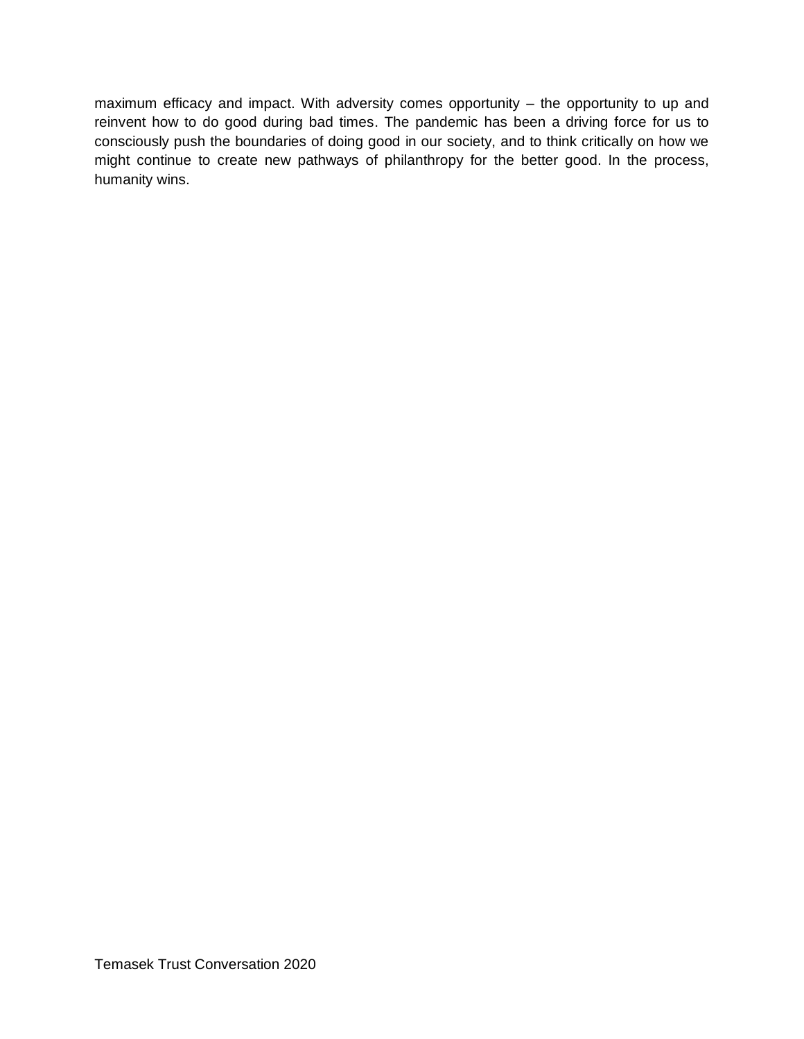maximum efficacy and impact. With adversity comes opportunity – the opportunity to up and reinvent how to do good during bad times. The pandemic has been a driving force for us to consciously push the boundaries of doing good in our society, and to think critically on how we might continue to create new pathways of philanthropy for the better good. In the process, humanity wins.